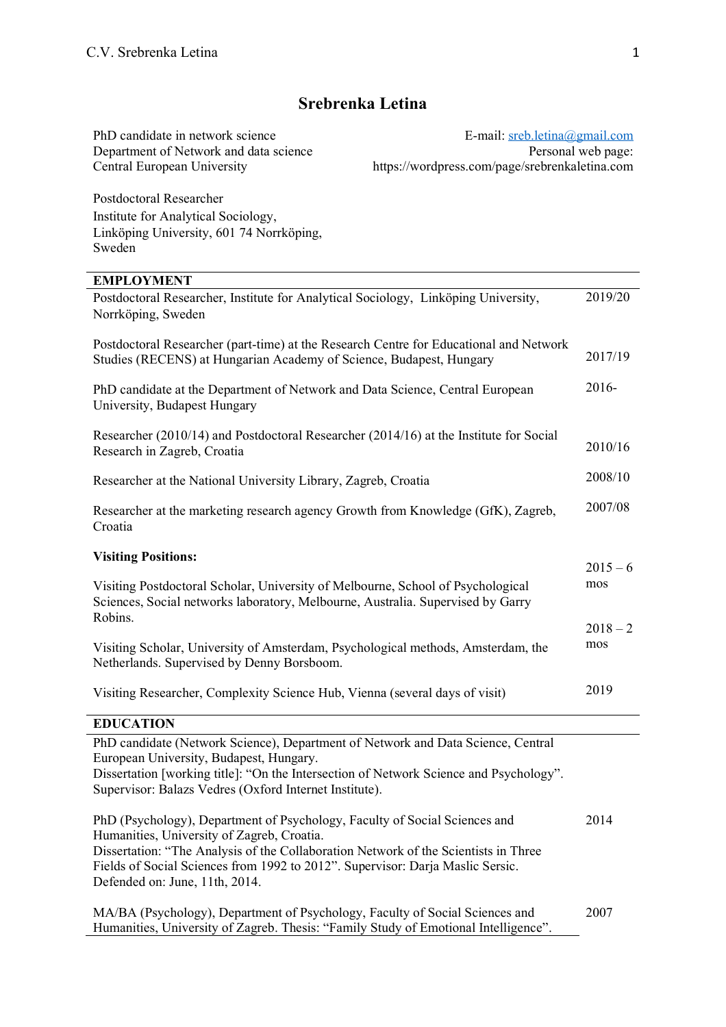# Srebrenka Letina

PhD candidate in network science
Department of Network and data science
Central European University

E-mail: sreb.letina@gmail.com
Personal web page:
https://wordpress.com/page/srebrenkaletina.com

Postdoctoral Researcher
Institute for Analytical Sociology,
Linköping University, 601 74 Norrköping,
Sweden

## EMPLOYMENT

| | |
|---|---|
| Postdoctoral Researcher, Institute for Analytical Sociology, Linköping University, Norrköping, Sweden | 2019/20 |
| Postdoctoral Researcher (part-time) at the Research Centre for Educational and Network Studies (RECENS) at Hungarian Academy of Science, Budapest, Hungary | 2017/19 |
| PhD candidate at the Department of Network and Data Science, Central European University, Budapest Hungary | 2016- |
| Researcher (2010/14) and Postdoctoral Researcher (2014/16) at the Institute for Social Research in Zagreb, Croatia | 2010/16 |
| Researcher at the National University Library, Zagreb, Croatia | 2008/10 |
| Researcher at the marketing research agency Growth from Knowledge (GfK), Zagreb, Croatia | 2007/08 |

**Visiting Positions:**

| | |
|---|---|
| Visiting Postdoctoral Scholar, University of Melbourne, School of Psychological Sciences, Social networks laboratory, Melbourne, Australia. Supervised by Garry Robins. | 2015 – 6 mos |
| Visiting Scholar, University of Amsterdam, Psychological methods, Amsterdam, the Netherlands. Supervised by Denny Borsboom. | 2018 – 2 mos |
| Visiting Researcher, Complexity Science Hub, Vienna (several days of visit) | 2019 |

## EDUCATION

| | |
|---|---|
| PhD candidate (Network Science), Department of Network and Data Science, Central European University, Budapest, Hungary. Dissertation [working title]: "On the Intersection of Network Science and Psychology". Supervisor: Balazs Vedres (Oxford Internet Institute). | |
| PhD (Psychology), Department of Psychology, Faculty of Social Sciences and Humanities, University of Zagreb, Croatia. Dissertation: "The Analysis of the Collaboration Network of the Scientists in Three Fields of Social Sciences from 1992 to 2012". Supervisor: Darja Maslic Sersic. Defended on: June, 11th, 2014. | 2014 |
| MA/BA (Psychology), Department of Psychology, Faculty of Social Sciences and Humanities, University of Zagreb. Thesis: "Family Study of Emotional Intelligence". | 2007 |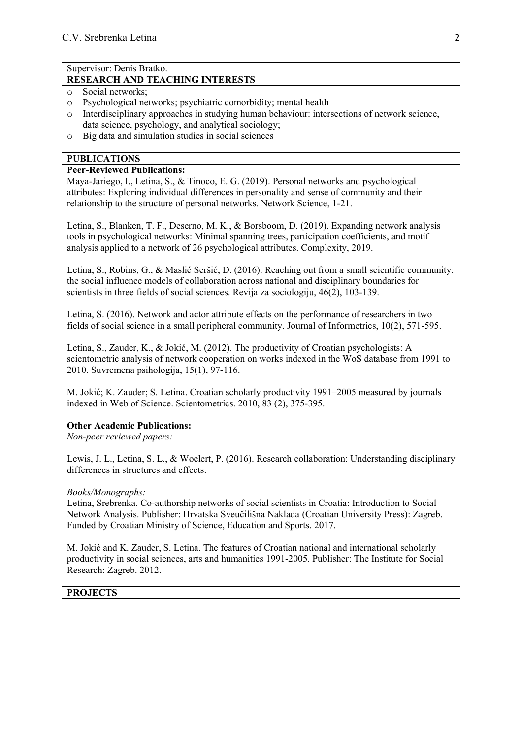Supervisor: Denis Bratko.

## RESEARCH AND TEACHING INTERESTS

- Social networks;
- Psychological networks; psychiatric comorbidity; mental health
- Interdisciplinary approaches in studying human behaviour: intersections of network science, data science, psychology, and analytical sociology;
- Big data and simulation studies in social sciences

## PUBLICATIONS

### Peer-Reviewed Publications:

Maya-Jariego, I., Letina, S., & Tinoco, E. G. (2019). Personal networks and psychological attributes: Exploring individual differences in personality and sense of community and their relationship to the structure of personal networks. Network Science, 1-21.

Letina, S., Blanken, T. F., Deserno, M. K., & Borsboom, D. (2019). Expanding network analysis tools in psychological networks: Minimal spanning trees, participation coefficients, and motif analysis applied to a network of 26 psychological attributes. Complexity, 2019.

Letina, S., Robins, G., & Maslić Seršić, D. (2016). Reaching out from a small scientific community: the social influence models of collaboration across national and disciplinary boundaries for scientists in three fields of social sciences. Revija za sociologiju, 46(2), 103-139.

Letina, S. (2016). Network and actor attribute effects on the performance of researchers in two fields of social science in a small peripheral community. Journal of Informetrics, 10(2), 571-595.

Letina, S., Zauder, K., & Jokić, M. (2012). The productivity of Croatian psychologists: A scientometric analysis of network cooperation on works indexed in the WoS database from 1991 to 2010. Suvremena psihologija, 15(1), 97-116.

M. Jokić; K. Zauder; S. Letina. Croatian scholarly productivity 1991–2005 measured by journals indexed in Web of Science. Scientometrics. 2010, 83 (2), 375-395.

### Other Academic Publications:

*Non-peer reviewed papers:*

Lewis, J. L., Letina, S. L., & Woelert, P. (2016). Research collaboration: Understanding disciplinary differences in structures and effects.

*Books/Monographs:*

Letina, Srebrenka. Co-authorship networks of social scientists in Croatia: Introduction to Social Network Analysis. Publisher: Hrvatska Sveučilišna Naklada (Croatian University Press): Zagreb. Funded by Croatian Ministry of Science, Education and Sports. 2017.

M. Jokić and K. Zauder, S. Letina. The features of Croatian national and international scholarly productivity in social sciences, arts and humanities 1991-2005. Publisher: The Institute for Social Research: Zagreb. 2012.

## PROJECTS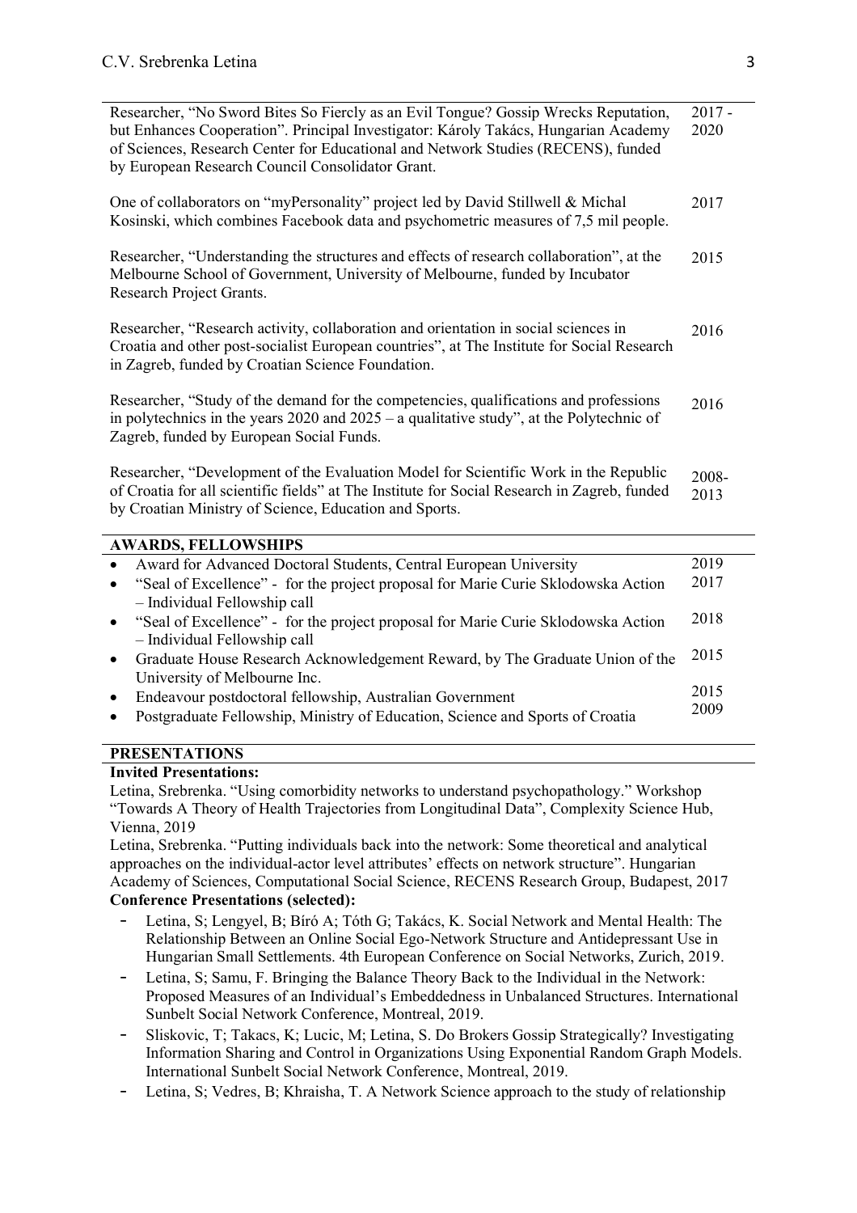| | |
|---|---|
| Researcher, "No Sword Bites So Fiercly as an Evil Tongue? Gossip Wrecks Reputation, but Enhances Cooperation". Principal Investigator: Károly Takács, Hungarian Academy of Sciences, Research Center for Educational and Network Studies (RECENS), funded by European Research Council Consolidator Grant. | 2017 - 2020 |
| One of collaborators on "myPersonality" project led by David Stillwell & Michal Kosinski, which combines Facebook data and psychometric measures of 7,5 mil people. | 2017 |
| Researcher, "Understanding the structures and effects of research collaboration", at the Melbourne School of Government, University of Melbourne, funded by Incubator Research Project Grants. | 2015 |
| Researcher, "Research activity, collaboration and orientation in social sciences in Croatia and other post-socialist European countries", at The Institute for Social Research in Zagreb, funded by Croatian Science Foundation. | 2016 |
| Researcher, "Study of the demand for the competencies, qualifications and professions in polytechnics in the years 2020 and 2025 – a qualitative study", at the Polytechnic of Zagreb, funded by European Social Funds. | 2016 |
| Researcher, "Development of the Evaluation Model for Scientific Work in the Republic of Croatia for all scientific fields" at The Institute for Social Research in Zagreb, funded by Croatian Ministry of Science, Education and Sports. | 2008-2013 |

## AWARDS, FELLOWSHIPS

| | |
|---|---|
| • Award for Advanced Doctoral Students, Central European University | 2019 |
| • "Seal of Excellence" - for the project proposal for Marie Curie Sklodowska Action – Individual Fellowship call | 2017 |
| • "Seal of Excellence" - for the project proposal for Marie Curie Sklodowska Action – Individual Fellowship call | 2018 |
| • Graduate House Research Acknowledgement Reward, by The Graduate Union of the University of Melbourne Inc. | 2015 |
| • Endeavour postdoctoral fellowship, Australian Government | 2015 |
| • Postgraduate Fellowship, Ministry of Education, Science and Sports of Croatia | 2009 |

## PRESENTATIONS

**Invited Presentations:**

Letina, Srebrenka. "Using comorbidity networks to understand psychopathology." Workshop "Towards A Theory of Health Trajectories from Longitudinal Data", Complexity Science Hub, Vienna, 2019

Letina, Srebrenka. "Putting individuals back into the network: Some theoretical and analytical approaches on the individual-actor level attributes' effects on network structure". Hungarian Academy of Sciences, Computational Social Science, RECENS Research Group, Budapest, 2017

**Conference Presentations (selected):**

- Letina, S; Lengyel, B; Bíró A; Tóth G; Takács, K. Social Network and Mental Health: The Relationship Between an Online Social Ego-Network Structure and Antidepressant Use in Hungarian Small Settlements. 4th European Conference on Social Networks, Zurich, 2019.
- Letina, S; Samu, F. Bringing the Balance Theory Back to the Individual in the Network: Proposed Measures of an Individual's Embeddedness in Unbalanced Structures. International Sunbelt Social Network Conference, Montreal, 2019.
- Sliskovic, T; Takacs, K; Lucic, M; Letina, S. Do Brokers Gossip Strategically? Investigating Information Sharing and Control in Organizations Using Exponential Random Graph Models. International Sunbelt Social Network Conference, Montreal, 2019.
- Letina, S; Vedres, B; Khraisha, T. A Network Science approach to the study of relationship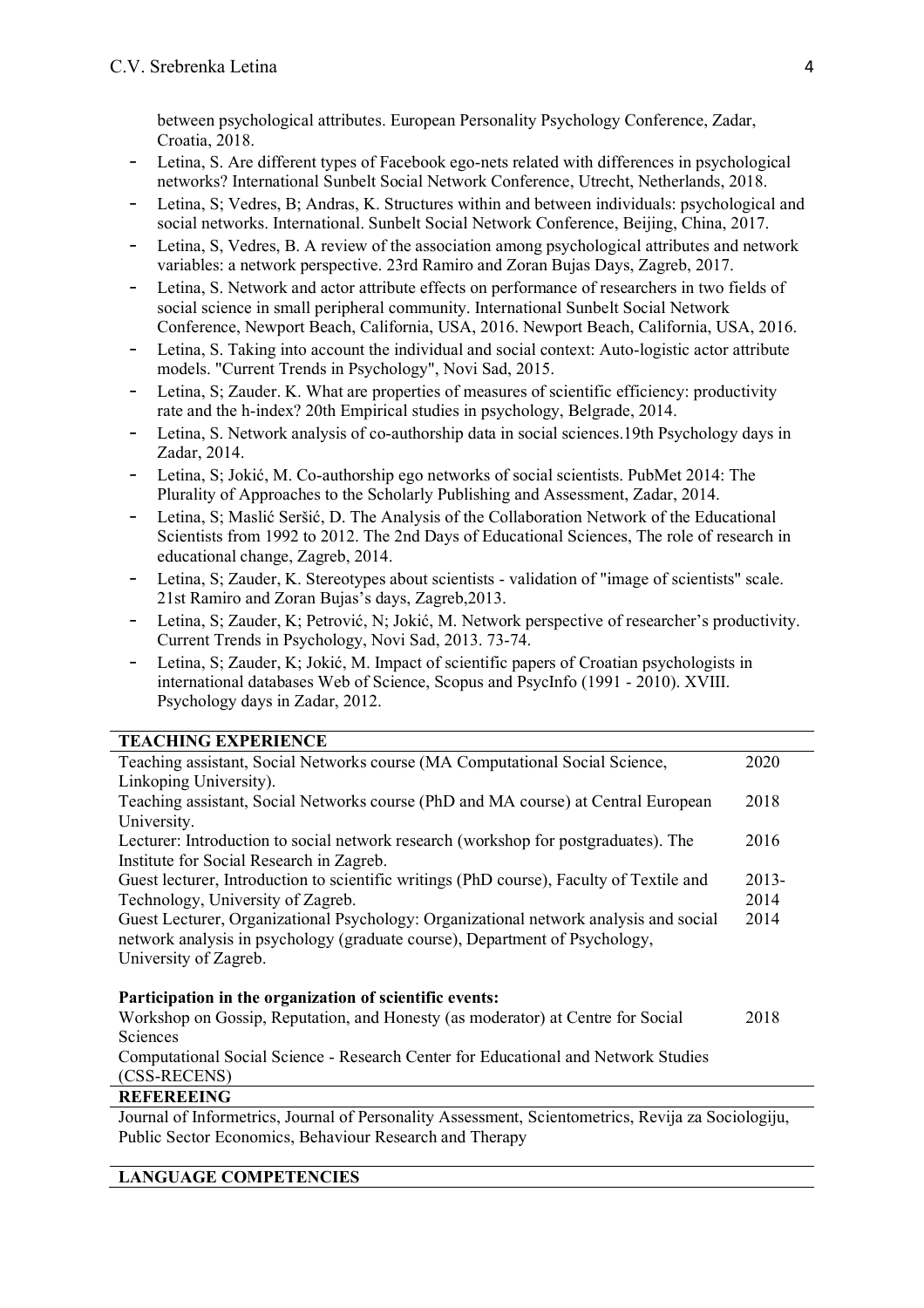between psychological attributes. European Personality Psychology Conference, Zadar, Croatia, 2018.

- Letina, S. Are different types of Facebook ego-nets related with differences in psychological networks? International Sunbelt Social Network Conference, Utrecht, Netherlands, 2018.
- Letina, S; Vedres, B; Andras, K. Structures within and between individuals: psychological and social networks. International. Sunbelt Social Network Conference, Beijing, China, 2017.
- Letina, S, Vedres, B. A review of the association among psychological attributes and network variables: a network perspective. 23rd Ramiro and Zoran Bujas Days, Zagreb, 2017.
- Letina, S. Network and actor attribute effects on performance of researchers in two fields of social science in small peripheral community. International Sunbelt Social Network Conference, Newport Beach, California, USA, 2016. Newport Beach, California, USA, 2016.
- Letina, S. Taking into account the individual and social context: Auto-logistic actor attribute models. "Current Trends in Psychology", Novi Sad, 2015.
- Letina, S; Zauder. K. What are properties of measures of scientific efficiency: productivity rate and the h-index? 20th Empirical studies in psychology, Belgrade, 2014.
- Letina, S. Network analysis of co-authorship data in social sciences.19th Psychology days in Zadar, 2014.
- Letina, S; Jokić, M. Co-authorship ego networks of social scientists. PubMet 2014: The Plurality of Approaches to the Scholarly Publishing and Assessment, Zadar, 2014.
- Letina, S; Maslić Seršić, D. The Analysis of the Collaboration Network of the Educational Scientists from 1992 to 2012. The 2nd Days of Educational Sciences, The role of research in educational change, Zagreb, 2014.
- Letina, S; Zauder, K. Stereotypes about scientists - validation of "image of scientists" scale. 21st Ramiro and Zoran Bujas's days, Zagreb,2013.
- Letina, S; Zauder, K; Petrović, N; Jokić, M. Network perspective of researcher's productivity. Current Trends in Psychology, Novi Sad, 2013. 73-74.
- Letina, S; Zauder, K; Jokić, M. Impact of scientific papers of Croatian psychologists in international databases Web of Science, Scopus and PsycInfo (1991 - 2010). XVIII. Psychology days in Zadar, 2012.

## TEACHING EXPERIENCE

| | |
|---|---|
| Teaching assistant, Social Networks course (MA Computational Social Science, Linkoping University). | 2020 |
| Teaching assistant, Social Networks course (PhD and MA course) at Central European University. | 2018 |
| Lecturer: Introduction to social network research (workshop for postgraduates). The Institute for Social Research in Zagreb. | 2016 |
| Guest lecturer, Introduction to scientific writings (PhD course), Faculty of Textile and Technology, University of Zagreb. | 2013-2014 |
| Guest Lecturer, Organizational Psychology: Organizational network analysis and social network analysis in psychology (graduate course), Department of Psychology, University of Zagreb. | 2014 |

**Participation in the organization of scientific events:**

| | |
|---|---|
| Workshop on Gossip, Reputation, and Honesty (as moderator) at Centre for Social Sciences | 2018 |
| Computational Social Science - Research Center for Educational and Network Studies (CSS-RECENS) | |

## REFEREEING

Journal of Informetrics, Journal of Personality Assessment, Scientometrics, Revija za Sociologiju, Public Sector Economics, Behaviour Research and Therapy

## LANGUAGE COMPETENCIES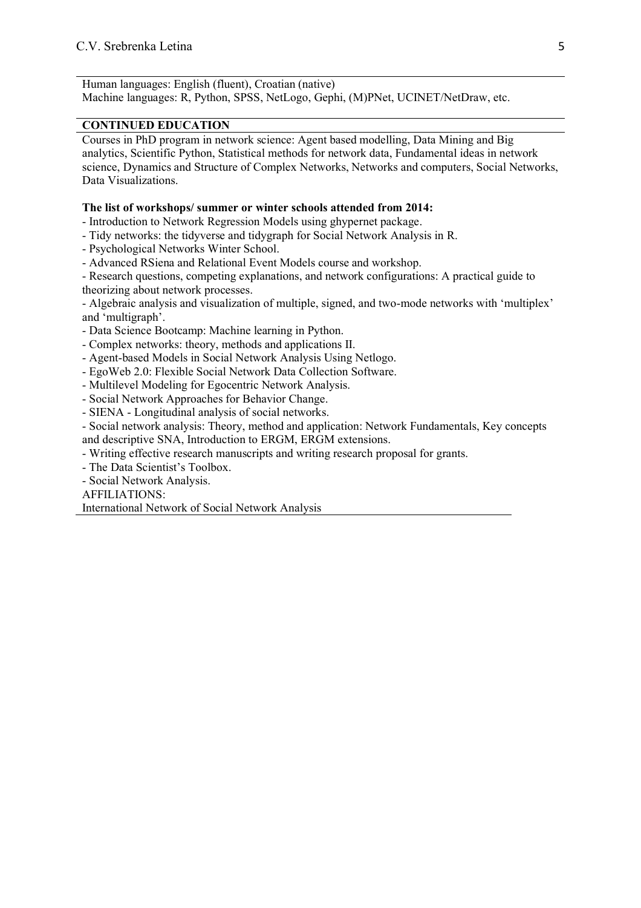Human languages: English (fluent), Croatian (native)
Machine languages: R, Python, SPSS, NetLogo, Gephi, (M)PNet, UCINET/NetDraw, etc.

## CONTINUED EDUCATION

Courses in PhD program in network science: Agent based modelling, Data Mining and Big analytics, Scientific Python, Statistical methods for network data, Fundamental ideas in network science, Dynamics and Structure of Complex Networks, Networks and computers, Social Networks, Data Visualizations.

**The list of workshops/ summer or winter schools attended from 2014:**

- Introduction to Network Regression Models using ghypernet package.
- Tidy networks: the tidyverse and tidygraph for Social Network Analysis in R.
- Psychological Networks Winter School.
- Advanced RSiena and Relational Event Models course and workshop.
- Research questions, competing explanations, and network configurations: A practical guide to theorizing about network processes.
- Algebraic analysis and visualization of multiple, signed, and two-mode networks with 'multiplex' and 'multigraph'.
- Data Science Bootcamp: Machine learning in Python.
- Complex networks: theory, methods and applications II.
- Agent-based Models in Social Network Analysis Using Netlogo.
- EgoWeb 2.0: Flexible Social Network Data Collection Software.
- Multilevel Modeling for Egocentric Network Analysis.
- Social Network Approaches for Behavior Change.
- SIENA - Longitudinal analysis of social networks.
- Social network analysis: Theory, method and application: Network Fundamentals, Key concepts and descriptive SNA, Introduction to ERGM, ERGM extensions.
- Writing effective research manuscripts and writing research proposal for grants.
- The Data Scientist's Toolbox.
- Social Network Analysis.

AFFILIATIONS:
International Network of Social Network Analysis